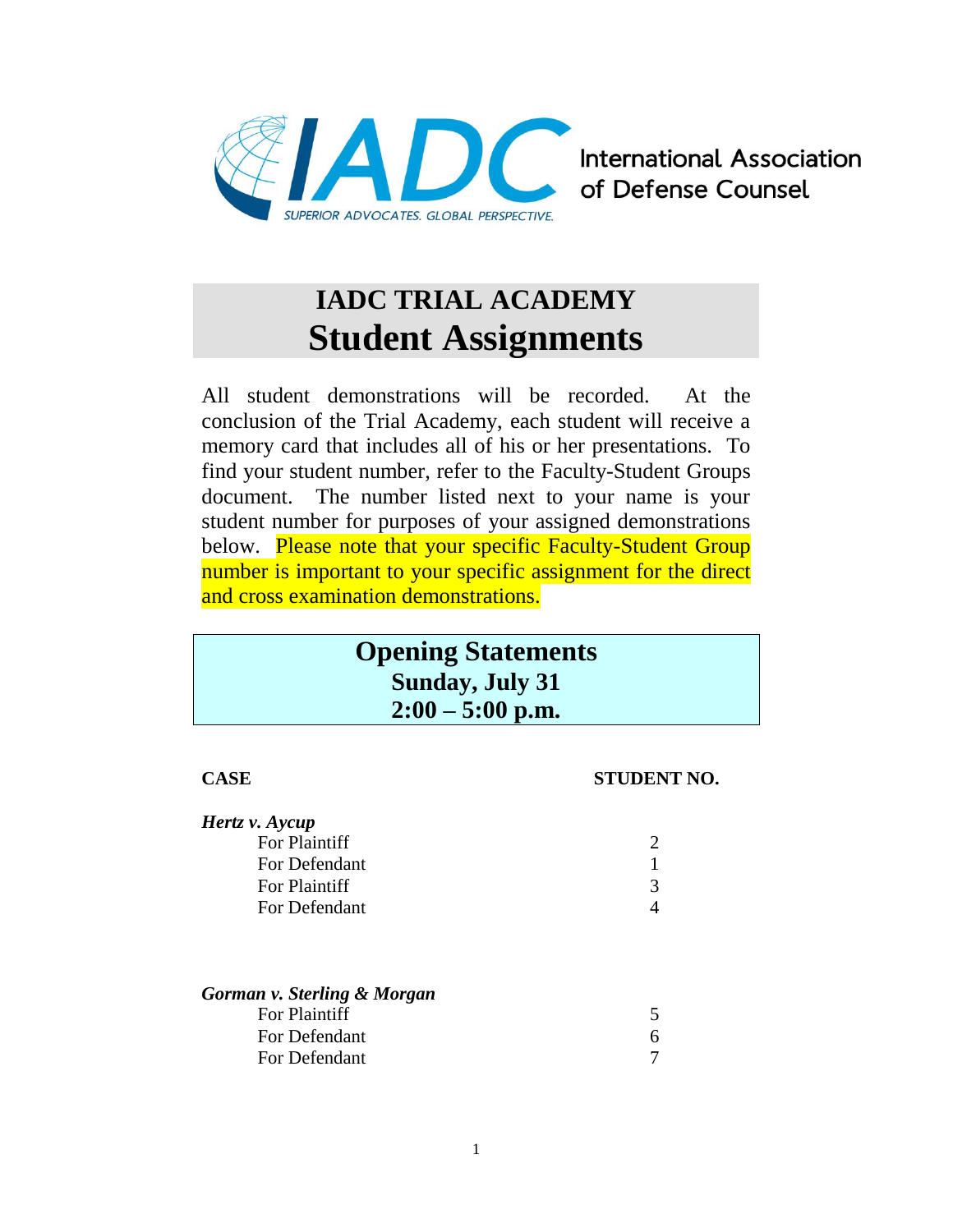International Association of Defense Counsel

SUPERIOR ADVOCATES. GLOBAL PERSPECTIVE.

# IADC TRIAL ACADEMY
# Student Assignments

All student demonstrations will be recorded. At the conclusion of the Trial Academy, each student will receive a memory card that includes all of his or her presentations. To find your student number, refer to the Faculty-Student Groups document. The number listed next to your name is your student number for purposes of your assigned demonstrations below. Please note that your specific Faculty-Student Group number is important to your specific assignment for the direct and cross examination demonstrations.

## Opening Statements
**Sunday, July 31**
**2:00 – 5:00 p.m.**

| CASE | STUDENT NO. |
|---|---|
| ***Hertz v. Aycup*** | |
| For Plaintiff | 2 |
| For Defendant | 1 |
| For Plaintiff | 3 |
| For Defendant | 4 |
| ***Gorman v. Sterling & Morgan*** | |
| For Plaintiff | 5 |
| For Defendant | 6 |
| For Defendant | 7 |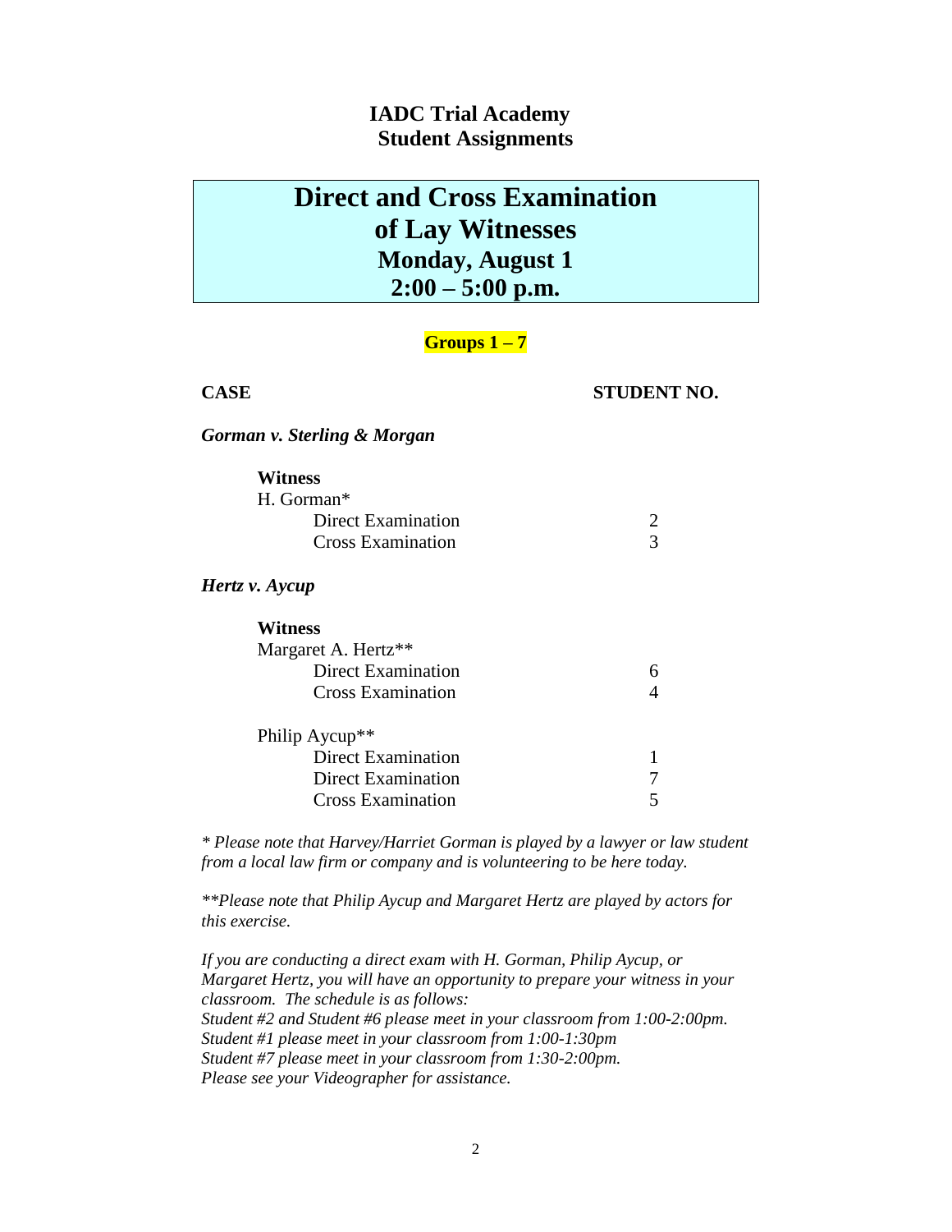## IADC Trial Academy
## Student Assignments

# Direct and Cross Examination of Lay Witnesses
## Monday, August 1
## 2:00 – 5:00 p.m.

**Groups 1 – 7**

| CASE | STUDENT NO. |
|---|---|
| ***Gorman v. Sterling & Morgan*** | |
| **Witness** | |
| H. Gorman* | |
| Direct Examination | 2 |
| Cross Examination | 3 |
| ***Hertz v. Aycup*** | |
| **Witness** | |
| Margaret A. Hertz** | |
| Direct Examination | 6 |
| Cross Examination | 4 |
| Philip Aycup** | |
| Direct Examination | 1 |
| Direct Examination | 7 |
| Cross Examination | 5 |

*\* Please note that Harvey/Harriet Gorman is played by a lawyer or law student from a local law firm or company and is volunteering to be here today.*

*\*\*Please note that Philip Aycup and Margaret Hertz are played by actors for this exercise.*

*If you are conducting a direct exam with H. Gorman, Philip Aycup, or Margaret Hertz, you will have an opportunity to prepare your witness in your classroom. The schedule is as follows:*
*Student #2 and Student #6 please meet in your classroom from 1:00-2:00pm.*
*Student #1 please meet in your classroom from 1:00-1:30pm*
*Student #7 please meet in your classroom from 1:30-2:00pm.*
*Please see your Videographer for assistance.*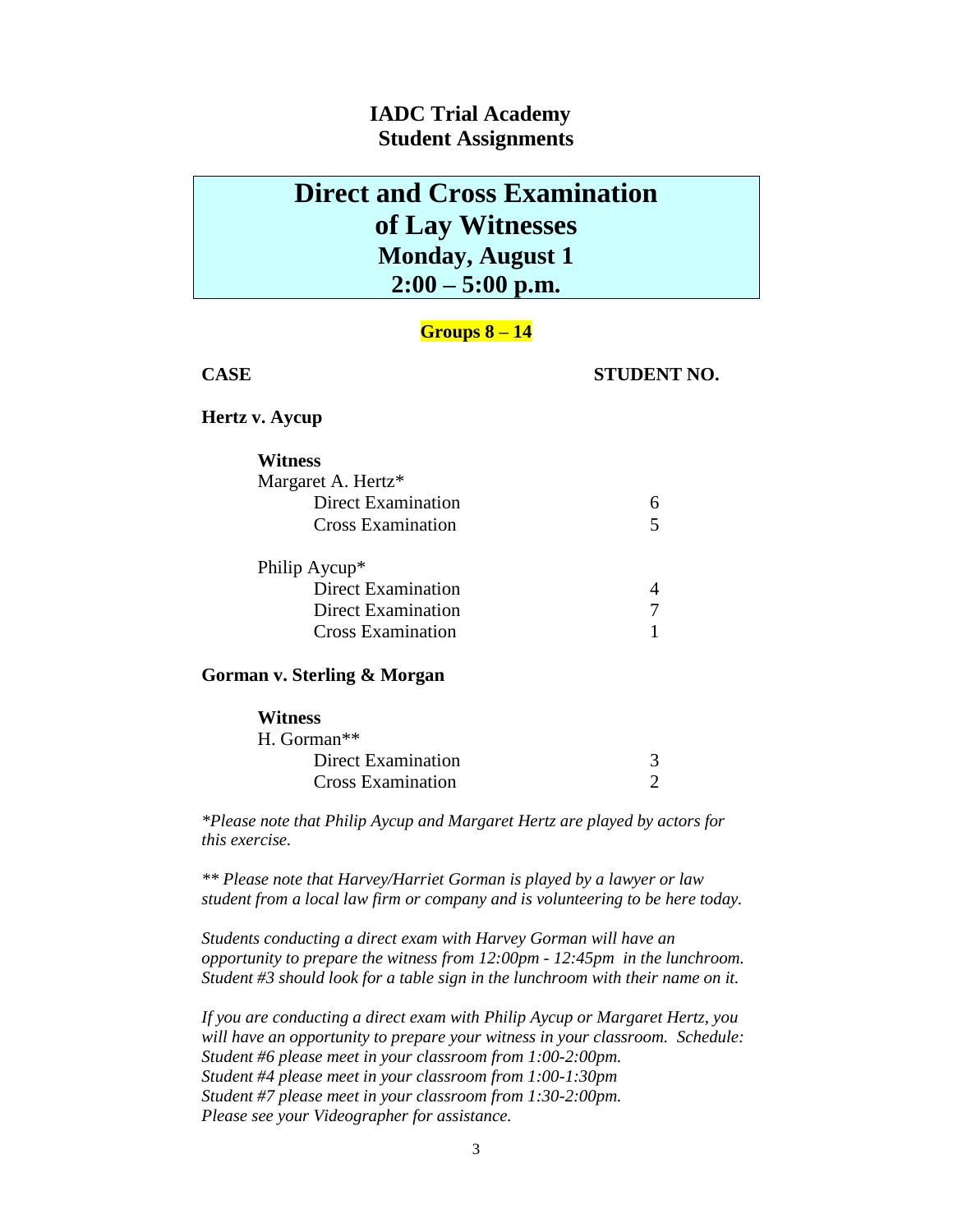**IADC Trial Academy**
**Student Assignments**

# Direct and Cross Examination of Lay Witnesses
## Monday, August 1
## 2:00 – 5:00 p.m.

**Groups 8 – 14**

| CASE | STUDENT NO. |
|---|---|
| **Hertz v. Aycup** | |
| **Witness** | |
| Margaret A. Hertz* | |
| Direct Examination | 6 |
| Cross Examination | 5 |
| Philip Aycup* | |
| Direct Examination | 4 |
| Direct Examination | 7 |
| Cross Examination | 1 |
| **Gorman v. Sterling & Morgan** | |
| **Witness** | |
| H. Gorman** | |
| Direct Examination | 3 |
| Cross Examination | 2 |

*\*Please note that Philip Aycup and Margaret Hertz are played by actors for this exercise.*

*\*\* Please note that Harvey/Harriet Gorman is played by a lawyer or law student from a local law firm or company and is volunteering to be here today.*

*Students conducting a direct exam with Harvey Gorman will have an opportunity to prepare the witness from 12:00pm - 12:45pm in the lunchroom. Student #3 should look for a table sign in the lunchroom with their name on it.*

*If you are conducting a direct exam with Philip Aycup or Margaret Hertz, you will have an opportunity to prepare your witness in your classroom. Schedule:*
*Student #6 please meet in your classroom from 1:00-2:00pm.*
*Student #4 please meet in your classroom from 1:00-1:30pm*
*Student #7 please meet in your classroom from 1:30-2:00pm.*
*Please see your Videographer for assistance.*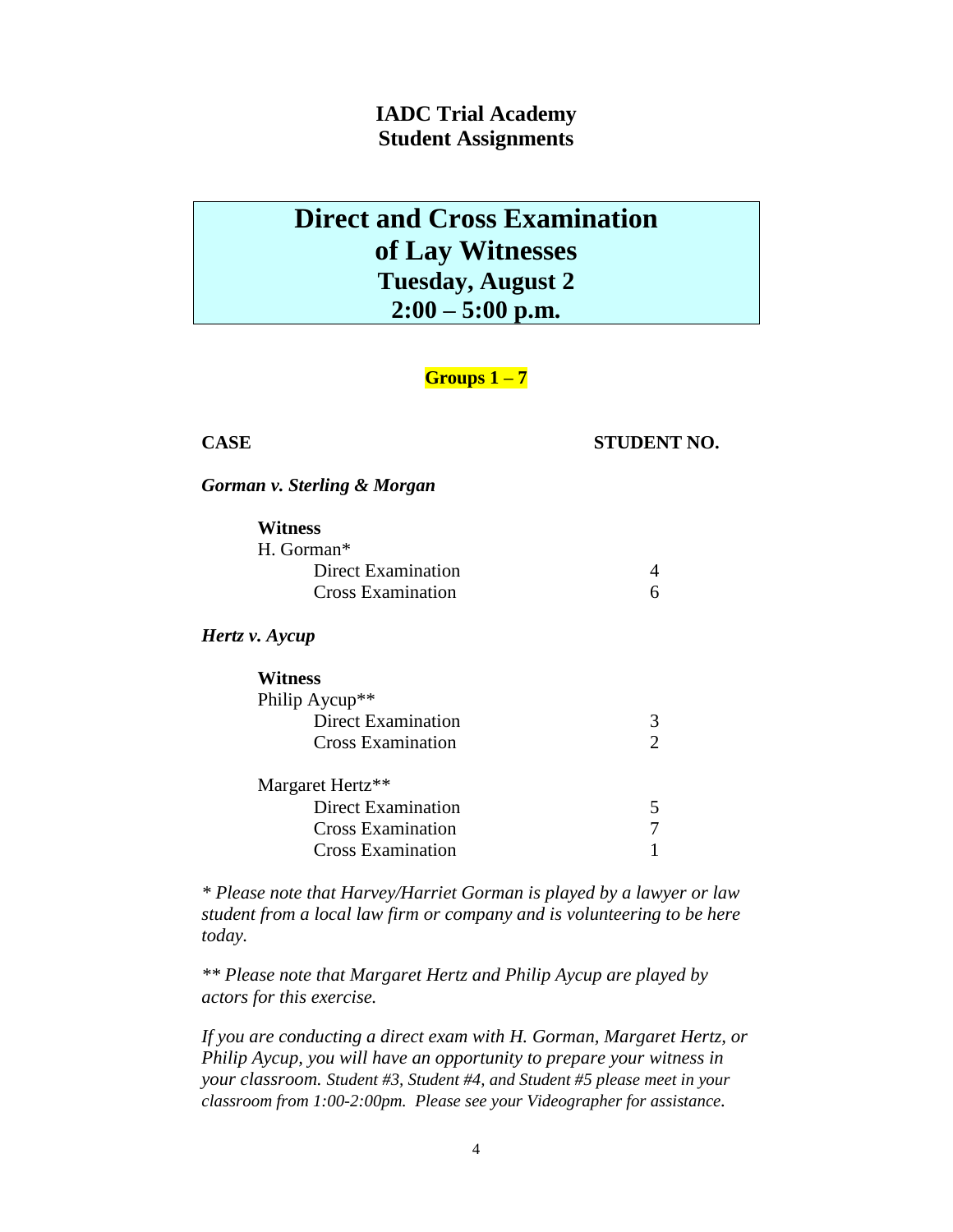**IADC Trial Academy**
**Student Assignments**

# Direct and Cross Examination of Lay Witnesses
## Tuesday, August 2
## 2:00 – 5:00 p.m.

**Groups 1 – 7**

| CASE | STUDENT NO. |
|---|---|
| ***Gorman v. Sterling & Morgan*** | |
| **Witness** | |
| H. Gorman* | |
| Direct Examination | 4 |
| Cross Examination | 6 |
| ***Hertz v. Aycup*** | |
| **Witness** | |
| Philip Aycup** | |
| Direct Examination | 3 |
| Cross Examination | 2 |
| Margaret Hertz** | |
| Direct Examination | 5 |
| Cross Examination | 7 |
| Cross Examination | 1 |

*\* Please note that Harvey/Harriet Gorman is played by a lawyer or law student from a local law firm or company and is volunteering to be here today.*

*\*\* Please note that Margaret Hertz and Philip Aycup are played by actors for this exercise.*

*If you are conducting a direct exam with H. Gorman, Margaret Hertz, or Philip Aycup, you will have an opportunity to prepare your witness in your classroom. Student #3, Student #4, and Student #5 please meet in your classroom from 1:00-2:00pm. Please see your Videographer for assistance.*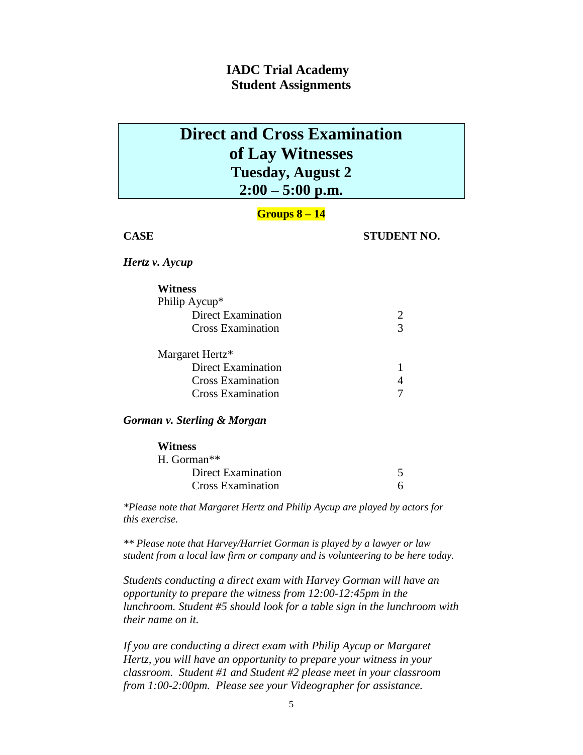**IADC Trial Academy**
**Student Assignments**

# Direct and Cross Examination of Lay Witnesses
## Tuesday, August 2
## 2:00 – 5:00 p.m.

**Groups 8 – 14**

| CASE | STUDENT NO. |
|---|---|
| ***Hertz v. Aycup*** | |
| **Witness** | |
| Philip Aycup* | |
| Direct Examination | 2 |
| Cross Examination | 3 |
| Margaret Hertz* | |
| Direct Examination | 1 |
| Cross Examination | 4 |
| Cross Examination | 7 |
| ***Gorman v. Sterling & Morgan*** | |
| **Witness** | |
| H. Gorman** | |
| Direct Examination | 5 |
| Cross Examination | 6 |

*\*Please note that Margaret Hertz and Philip Aycup are played by actors for this exercise.*

*\*\* Please note that Harvey/Harriet Gorman is played by a lawyer or law student from a local law firm or company and is volunteering to be here today.*

*Students conducting a direct exam with Harvey Gorman will have an opportunity to prepare the witness from 12:00-12:45pm in the lunchroom. Student #5 should look for a table sign in the lunchroom with their name on it.*

*If you are conducting a direct exam with Philip Aycup or Margaret Hertz, you will have an opportunity to prepare your witness in your classroom. Student #1 and Student #2 please meet in your classroom from 1:00-2:00pm. Please see your Videographer for assistance.*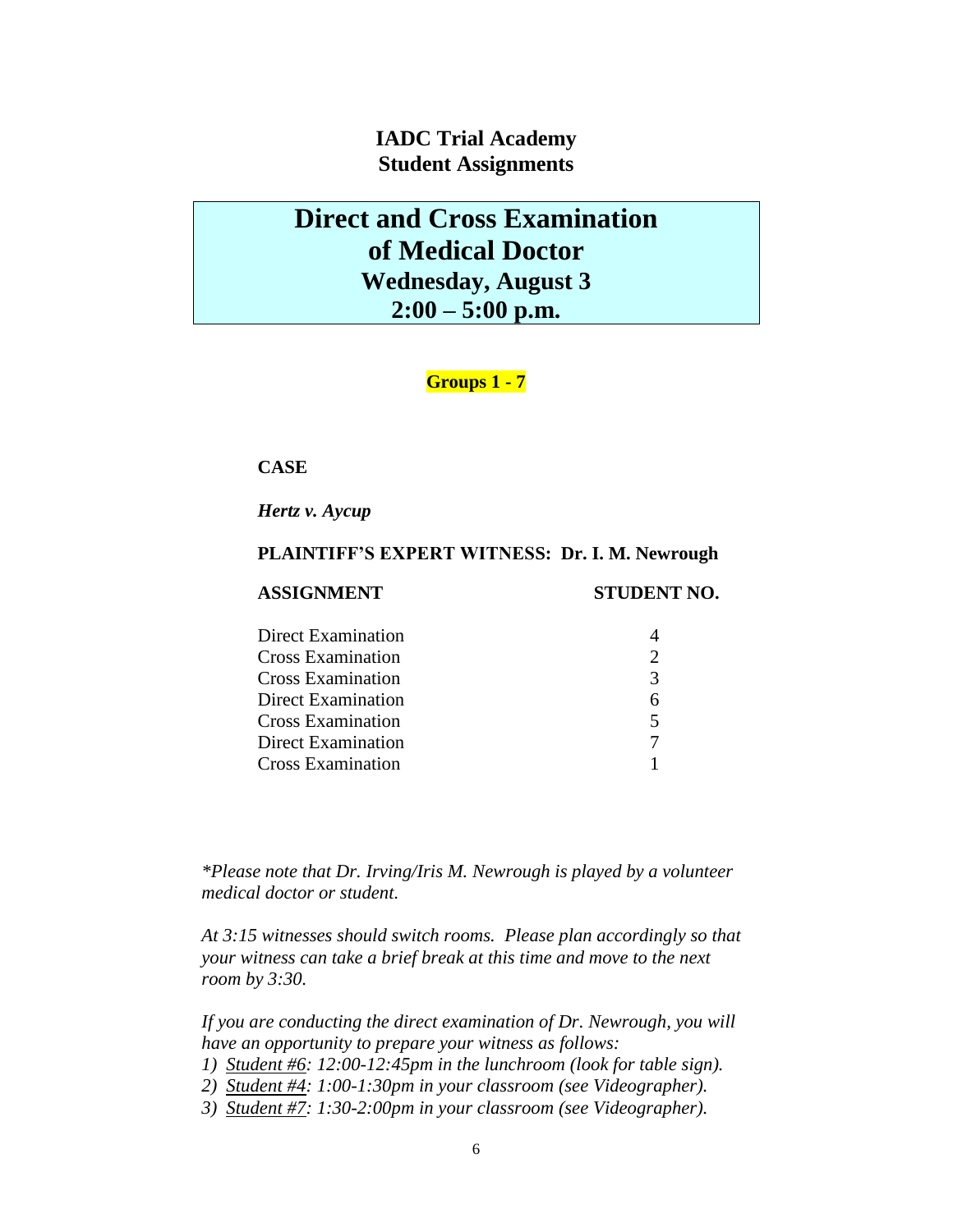**IADC Trial Academy**
**Student Assignments**

# Direct and Cross Examination of Medical Doctor

## Wednesday, August 3
## 2:00 – 5:00 p.m.

**Groups 1 - 7**

**CASE**

***Hertz v. Aycup***

**PLAINTIFF'S EXPERT WITNESS: Dr. I. M. Newrough**

| ASSIGNMENT | STUDENT NO. |
|---|---|
| Direct Examination | 4 |
| Cross Examination | 2 |
| Cross Examination | 3 |
| Direct Examination | 6 |
| Cross Examination | 5 |
| Direct Examination | 7 |
| Cross Examination | 1 |

*\*Please note that Dr. Irving/Iris M. Newrough is played by a volunteer medical doctor or student.*

*At 3:15 witnesses should switch rooms. Please plan accordingly so that your witness can take a brief break at this time and move to the next room by 3:30.*

*If you are conducting the direct examination of Dr. Newrough, you will have an opportunity to prepare your witness as follows:*

1. *Student #6: 12:00-12:45pm in the lunchroom (look for table sign).*
2. *Student #4: 1:00-1:30pm in your classroom (see Videographer).*
3. *Student #7: 1:30-2:00pm in your classroom (see Videographer).*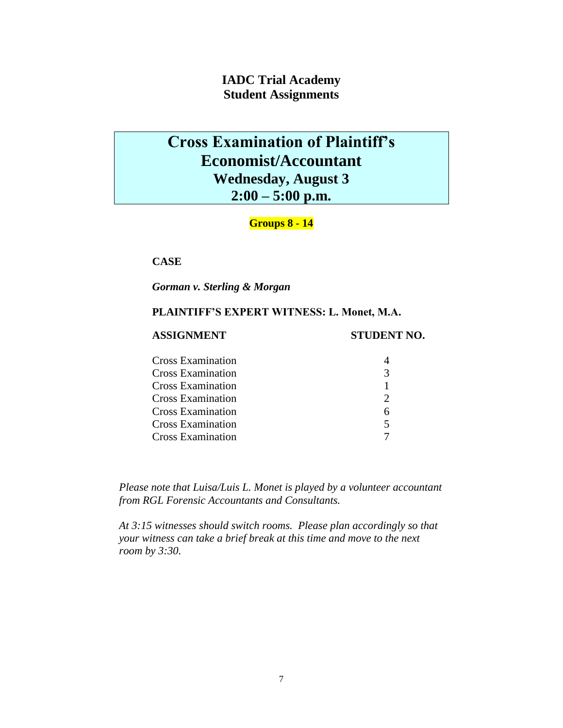**IADC Trial Academy**
**Student Assignments**

# Cross Examination of Plaintiff's Economist/Accountant

## Wednesday, August 3

## 2:00 – 5:00 p.m.

**Groups 8 - 14**

**CASE**

***Gorman v. Sterling & Morgan***

**PLAINTIFF'S EXPERT WITNESS: L. Monet, M.A.**

| ASSIGNMENT | STUDENT NO. |
|---|---|
| Cross Examination | 4 |
| Cross Examination | 3 |
| Cross Examination | 1 |
| Cross Examination | 2 |
| Cross Examination | 6 |
| Cross Examination | 5 |
| Cross Examination | 7 |

*Please note that Luisa/Luis L. Monet is played by a volunteer accountant from RGL Forensic Accountants and Consultants.*

*At 3:15 witnesses should switch rooms. Please plan accordingly so that your witness can take a brief break at this time and move to the next room by 3:30.*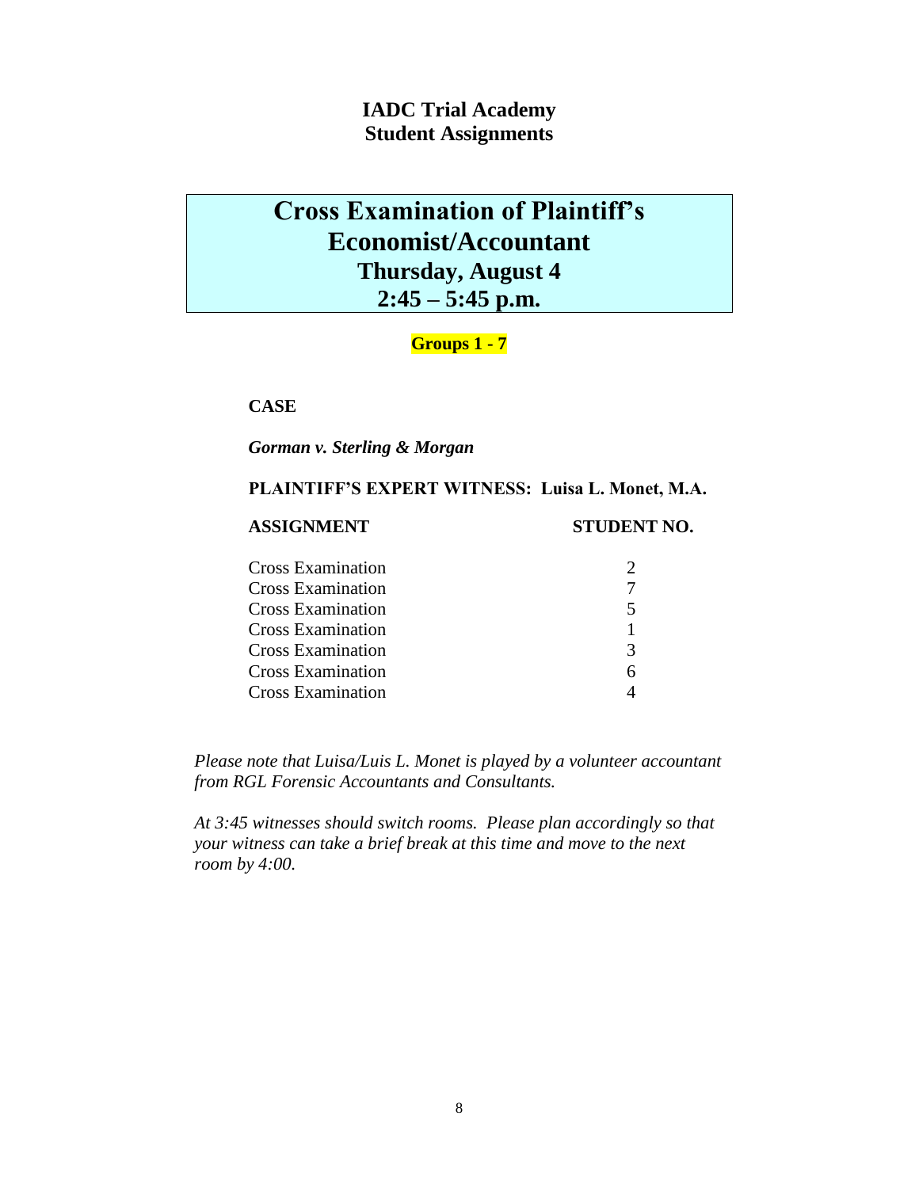**IADC Trial Academy**
**Student Assignments**

# Cross Examination of Plaintiff's Economist/Accountant

## Thursday, August 4

## 2:45 – 5:45 p.m.

**Groups 1 - 7**

**CASE**

***Gorman v. Sterling & Morgan***

**PLAINTIFF'S EXPERT WITNESS: Luisa L. Monet, M.A.**

| ASSIGNMENT | STUDENT NO. |
| --- | --- |
| Cross Examination | 2 |
| Cross Examination | 7 |
| Cross Examination | 5 |
| Cross Examination | 1 |
| Cross Examination | 3 |
| Cross Examination | 6 |
| Cross Examination | 4 |

*Please note that Luisa/Luis L. Monet is played by a volunteer accountant from RGL Forensic Accountants and Consultants.*

*At 3:45 witnesses should switch rooms. Please plan accordingly so that your witness can take a brief break at this time and move to the next room by 4:00.*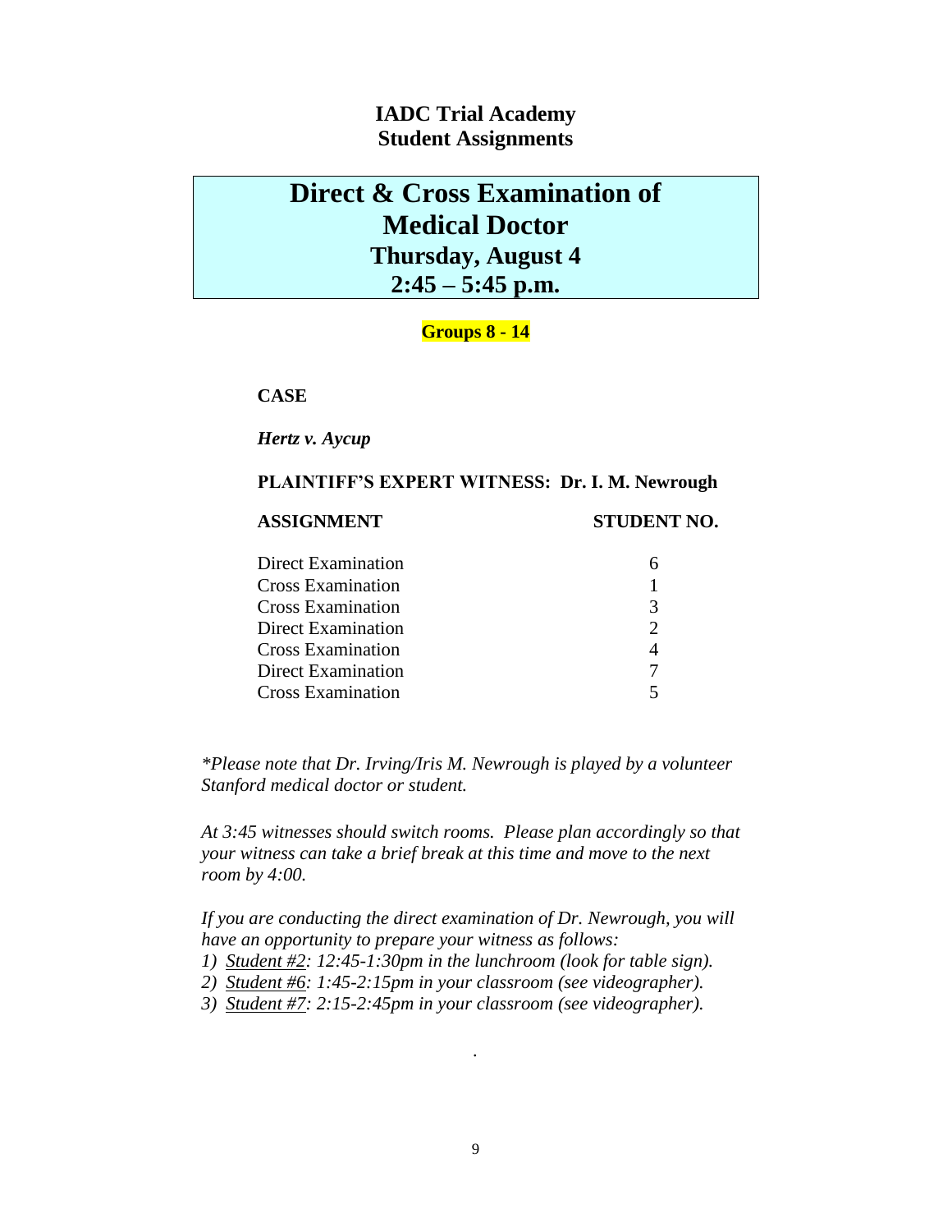**IADC Trial Academy**
**Student Assignments**

# Direct & Cross Examination of Medical Doctor

## Thursday, August 4
## 2:45 – 5:45 p.m.

**Groups 8 - 14**

**CASE**

***Hertz v. Aycup***

**PLAINTIFF'S EXPERT WITNESS: Dr. I. M. Newrough**

| ASSIGNMENT | STUDENT NO. |
| --- | --- |
| Direct Examination | 6 |
| Cross Examination | 1 |
| Cross Examination | 3 |
| Direct Examination | 2 |
| Cross Examination | 4 |
| Direct Examination | 7 |
| Cross Examination | 5 |

**Please note that Dr. Irving/Iris M. Newrough is played by a volunteer Stanford medical doctor or student.*

*At 3:45 witnesses should switch rooms. Please plan accordingly so that your witness can take a brief break at this time and move to the next room by 4:00.*

*If you are conducting the direct examination of Dr. Newrough, you will have an opportunity to prepare your witness as follows:*

1) *Student #2: 12:45-1:30pm in the lunchroom (look for table sign).*
2) *Student #6: 1:45-2:15pm in your classroom (see videographer).*
3) *Student #7: 2:15-2:45pm in your classroom (see videographer).*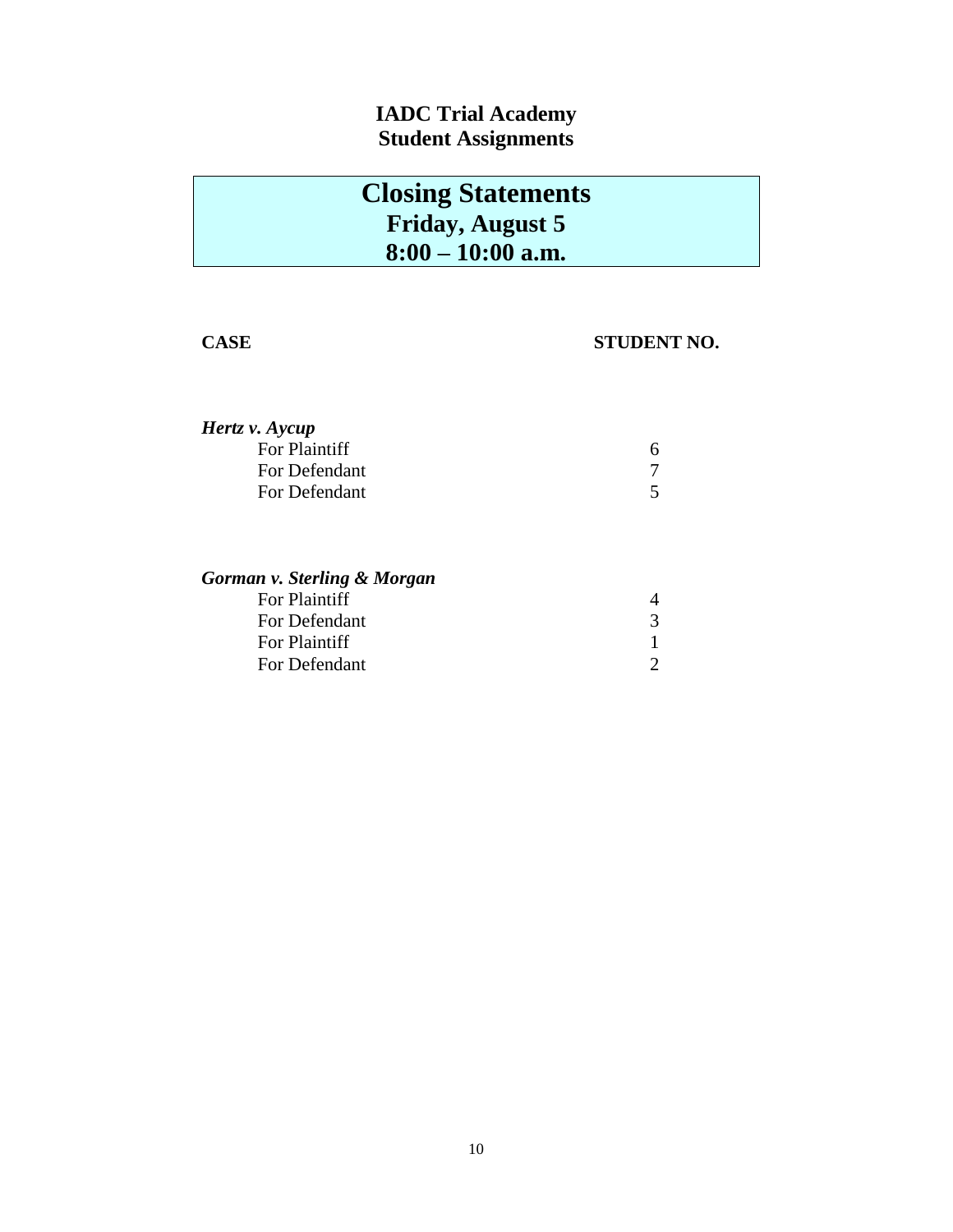# IADC Trial Academy
## Student Assignments

## Closing Statements
### Friday, August 5
### 8:00 – 10:00 a.m.

| CASE | STUDENT NO. |
|---|---|
| ***Hertz v. Aycup*** | |
| For Plaintiff | 6 |
| For Defendant | 7 |
| For Defendant | 5 |
| ***Gorman v. Sterling & Morgan*** | |
| For Plaintiff | 4 |
| For Defendant | 3 |
| For Plaintiff | 1 |
| For Defendant | 2 |